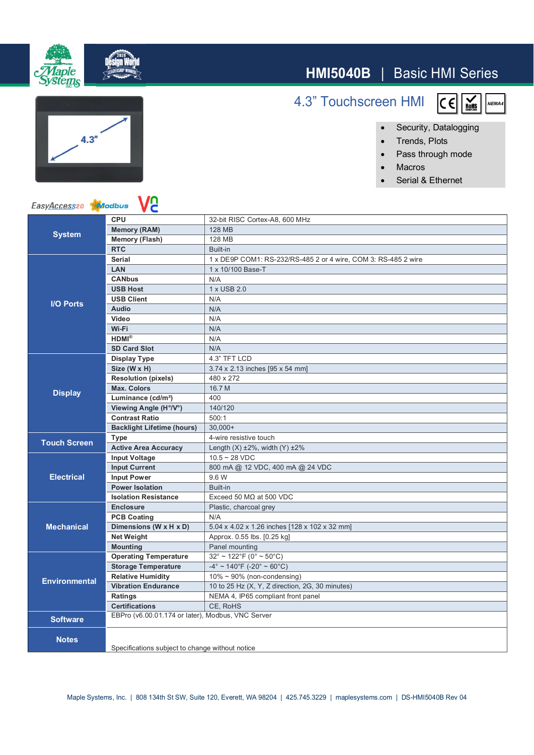# HMI5040B | Basic HMI Series

## 4.3" Touchscreen HMI

- Security, Datalogging
- Trends, Plots
- Pass through mode
- Macros
- Serial & Ethernet

| Category | Specification | Value |
|---|---|---|
| **System** | **CPU** | 32-bit RISC Cortex-A8, 600 MHz |
| | **Memory (RAM)** | 128 MB |
| | **Memory (Flash)** | 128 MB |
| | **RTC** | Built-in |
| **I/O Ports** | **Serial** | 1 x DE9P COM1: RS-232/RS-485 2 or 4 wire, COM 3: RS-485 2 wire |
| | **LAN** | 1 x 10/100 Base-T |
| | **CANbus** | N/A |
| | **USB Host** | 1 x USB 2.0 |
| | **USB Client** | N/A |
| | **Audio** | N/A |
| | **Video** | N/A |
| | **Wi-Fi** | N/A |
| | **HDMI®** | N/A |
| | **SD Card Slot** | N/A |
| **Display** | **Display Type** | 4.3" TFT LCD |
| | **Size (W x H)** | 3.74 x 2.13 inches [95 x 54 mm] |
| | **Resolution (pixels)** | 480 x 272 |
| | **Max. Colors** | 16.7 M |
| | **Luminance (cd/m²)** | 400 |
| | **Viewing Angle (H°/V°)** | 140/120 |
| | **Contrast Ratio** | 500:1 |
| | **Backlight Lifetime (hours)** | 30,000+ |
| **Touch Screen** | **Type** | 4-wire resistive touch |
| | **Active Area Accuracy** | Length (X) ±2%, width (Y) ±2% |
| **Electrical** | **Input Voltage** | 10.5 ~ 28 VDC |
| | **Input Current** | 800 mA @ 12 VDC, 400 mA @ 24 VDC |
| | **Input Power** | 9.6 W |
| | **Power Isolation** | Built-in |
| | **Isolation Resistance** | Exceed 50 MΩ at 500 VDC |
| **Mechanical** | **Enclosure** | Plastic, charcoal grey |
| | **PCB Coating** | N/A |
| | **Dimensions (W x H x D)** | 5.04 x 4.02 x 1.26 inches [128 x 102 x 32 mm] |
| | **Net Weight** | Approx. 0.55 lbs. [0.25 kg] |
| | **Mounting** | Panel mounting |
| **Environmental** | **Operating Temperature** | 32° ~ 122°F (0° ~ 50°C) |
| | **Storage Temperature** | -4° ~ 140°F (-20° ~ 60°C) |
| | **Relative Humidity** | 10% ~ 90% (non-condensing) |
| | **Vibration Endurance** | 10 to 25 Hz (X, Y, Z direction, 2G, 30 minutes) |
| | **Ratings** | NEMA 4, IP65 compliant front panel |
| | **Certifications** | CE, RoHS |
| **Software** | EBPro (v6.00.01.174 or later), Modbus, VNC Server | |
| **Notes** | Specifications subject to change without notice | |

Maple Systems, Inc. | 808 134th St SW, Suite 120, Everett, WA 98204 | 425.745.3229 | maplesystems.com | DS-HMI5040B Rev 04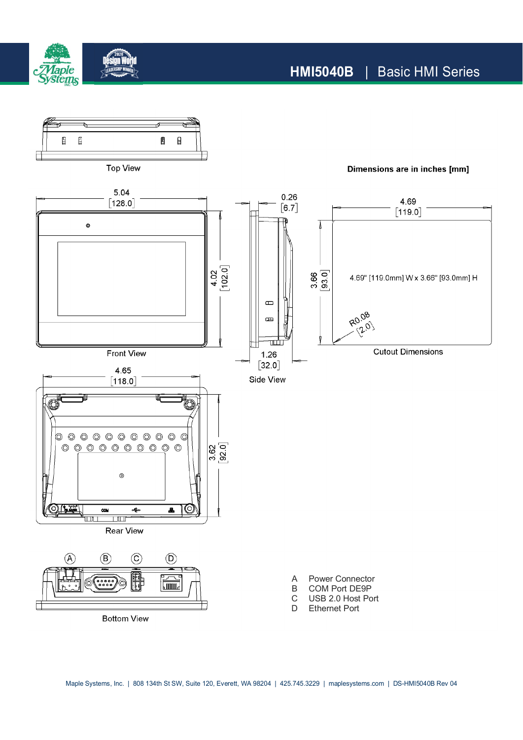# HMI5040B | Basic HMI Series

**Dimensions are in inches [mm]**

Top View

5.04
[128.0]

4.02
[102.0]

Front View

0.26
[6.7]

1.26
[32.0]

Side View

4.69
[119.0]

3.66
[93.0]

4.69" [119.0mm] W x 3.66" [93.0mm] H

R0.08
[2.0]

Cutout Dimensions

4.65
[118.0]

3.62
[92.0]

Rear View

Bottom View

| | |
|---|---|
| A | Power Connector |
| B | COM Port DE9P |
| C | USB 2.0 Host Port |
| D | Ethernet Port |

Maple Systems, Inc. | 808 134th St SW, Suite 120, Everett, WA 98204 | 425.745.3229 | maplesystems.com | DS-HMI5040B Rev 04